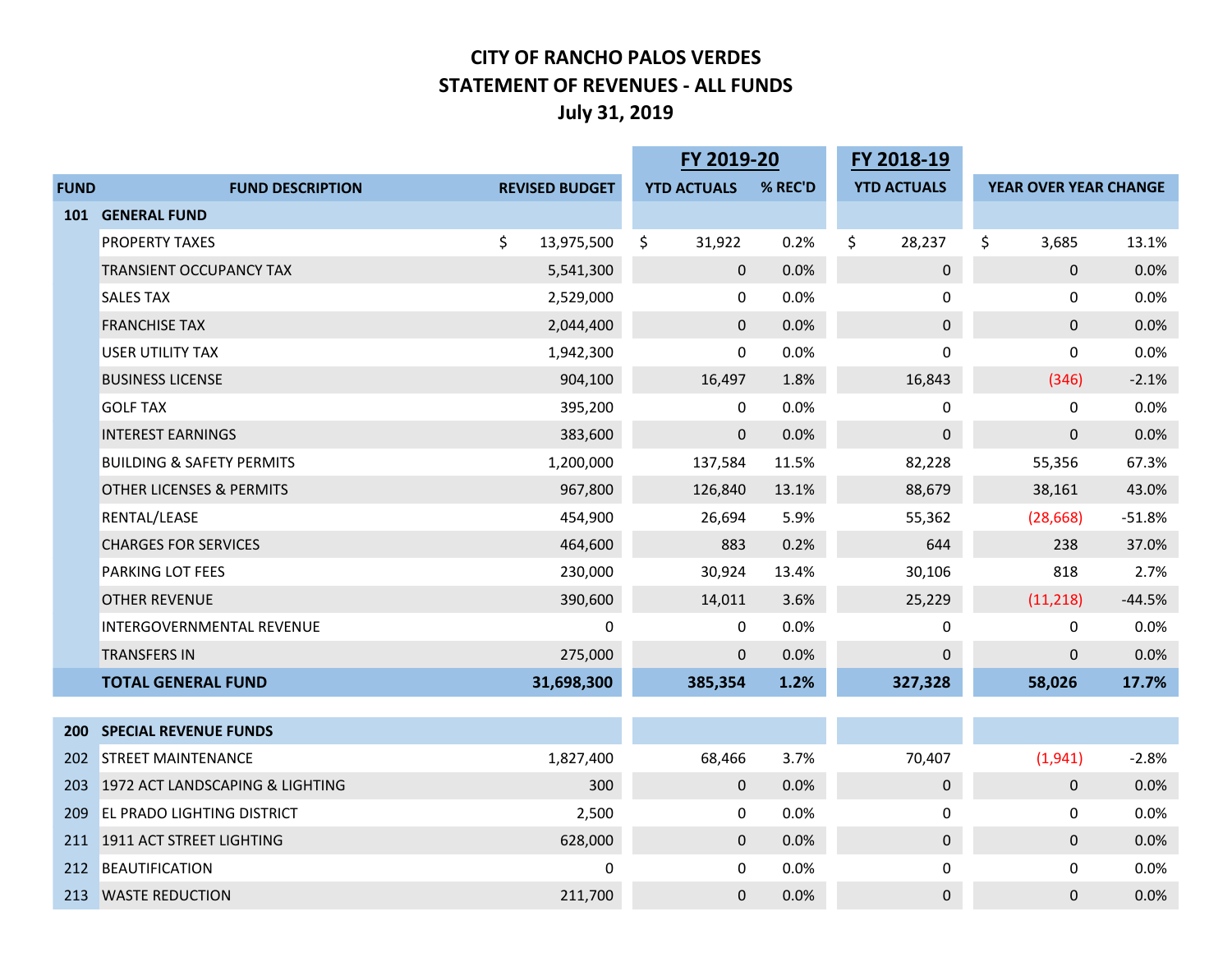# CITY OF RANCHO PALOS VERDES
## STATEMENT OF REVENUES - ALL FUNDS
### July 31, 2019

| FUND | FUND DESCRIPTION | REVISED BUDGET | FY 2019-20 YTD ACTUALS | FY 2019-20 % REC'D | FY 2018-19 YTD ACTUALS | YEAR OVER YEAR CHANGE | |
|---|---|---|---|---|---|---|---|
| **101** | **GENERAL FUND** | | | | | | |
| | PROPERTY TAXES | $ 13,975,500 | $ 31,922 | 0.2% | $ 28,237 | $ 3,685 | 13.1% |
| | TRANSIENT OCCUPANCY TAX | 5,541,300 | 0 | 0.0% | 0 | 0 | 0.0% |
| | SALES TAX | 2,529,000 | 0 | 0.0% | 0 | 0 | 0.0% |
| | FRANCHISE TAX | 2,044,400 | 0 | 0.0% | 0 | 0 | 0.0% |
| | USER UTILITY TAX | 1,942,300 | 0 | 0.0% | 0 | 0 | 0.0% |
| | BUSINESS LICENSE | 904,100 | 16,497 | 1.8% | 16,843 | (346) | -2.1% |
| | GOLF TAX | 395,200 | 0 | 0.0% | 0 | 0 | 0.0% |
| | INTEREST EARNINGS | 383,600 | 0 | 0.0% | 0 | 0 | 0.0% |
| | BUILDING & SAFETY PERMITS | 1,200,000 | 137,584 | 11.5% | 82,228 | 55,356 | 67.3% |
| | OTHER LICENSES & PERMITS | 967,800 | 126,840 | 13.1% | 88,679 | 38,161 | 43.0% |
| | RENTAL/LEASE | 454,900 | 26,694 | 5.9% | 55,362 | (28,668) | -51.8% |
| | CHARGES FOR SERVICES | 464,600 | 883 | 0.2% | 644 | 238 | 37.0% |
| | PARKING LOT FEES | 230,000 | 30,924 | 13.4% | 30,106 | 818 | 2.7% |
| | OTHER REVENUE | 390,600 | 14,011 | 3.6% | 25,229 | (11,218) | -44.5% |
| | INTERGOVERNMENTAL REVENUE | 0 | 0 | 0.0% | 0 | 0 | 0.0% |
| | TRANSFERS IN | 275,000 | 0 | 0.0% | 0 | 0 | 0.0% |
| | **TOTAL GENERAL FUND** | **31,698,300** | **385,354** | **1.2%** | **327,328** | **58,026** | **17.7%** |
| **200** | **SPECIAL REVENUE FUNDS** | | | | | | |
| 202 | STREET MAINTENANCE | 1,827,400 | 68,466 | 3.7% | 70,407 | (1,941) | -2.8% |
| 203 | 1972 ACT LANDSCAPING & LIGHTING | 300 | 0 | 0.0% | 0 | 0 | 0.0% |
| 209 | EL PRADO LIGHTING DISTRICT | 2,500 | 0 | 0.0% | 0 | 0 | 0.0% |
| 211 | 1911 ACT STREET LIGHTING | 628,000 | 0 | 0.0% | 0 | 0 | 0.0% |
| 212 | BEAUTIFICATION | 0 | 0 | 0.0% | 0 | 0 | 0.0% |
| 213 | WASTE REDUCTION | 211,700 | 0 | 0.0% | 0 | 0 | 0.0% |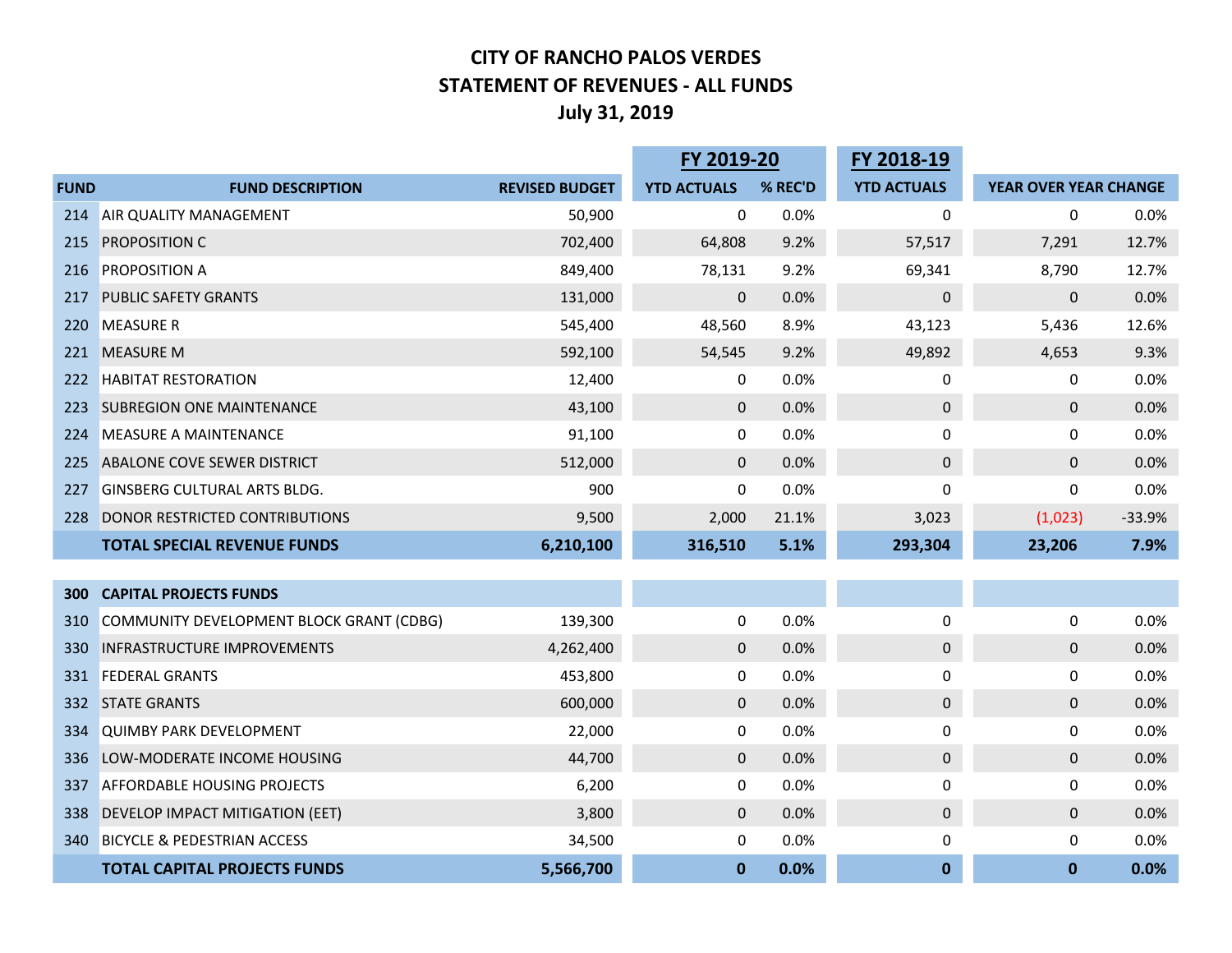# CITY OF RANCHO PALOS VERDES
## STATEMENT OF REVENUES - ALL FUNDS
### July 31, 2019

| | | | FY 2019-20 | | FY 2018-19 | | |
|---|---|---|---|---|---|---|---|
| **FUND** | **FUND DESCRIPTION** | **REVISED BUDGET** | **YTD ACTUALS** | **% REC'D** | **YTD ACTUALS** | **YEAR OVER YEAR CHANGE** | |
| 214 | AIR QUALITY MANAGEMENT | 50,900 | 0 | 0.0% | 0 | 0 | 0.0% |
| 215 | PROPOSITION C | 702,400 | 64,808 | 9.2% | 57,517 | 7,291 | 12.7% |
| 216 | PROPOSITION A | 849,400 | 78,131 | 9.2% | 69,341 | 8,790 | 12.7% |
| 217 | PUBLIC SAFETY GRANTS | 131,000 | 0 | 0.0% | 0 | 0 | 0.0% |
| 220 | MEASURE R | 545,400 | 48,560 | 8.9% | 43,123 | 5,436 | 12.6% |
| 221 | MEASURE M | 592,100 | 54,545 | 9.2% | 49,892 | 4,653 | 9.3% |
| 222 | HABITAT RESTORATION | 12,400 | 0 | 0.0% | 0 | 0 | 0.0% |
| 223 | SUBREGION ONE MAINTENANCE | 43,100 | 0 | 0.0% | 0 | 0 | 0.0% |
| 224 | MEASURE A MAINTENANCE | 91,100 | 0 | 0.0% | 0 | 0 | 0.0% |
| 225 | ABALONE COVE SEWER DISTRICT | 512,000 | 0 | 0.0% | 0 | 0 | 0.0% |
| 227 | GINSBERG CULTURAL ARTS BLDG. | 900 | 0 | 0.0% | 0 | 0 | 0.0% |
| 228 | DONOR RESTRICTED CONTRIBUTIONS | 9,500 | 2,000 | 21.1% | 3,023 | (1,023) | -33.9% |
| | **TOTAL SPECIAL REVENUE FUNDS** | **6,210,100** | **316,510** | **5.1%** | **293,304** | **23,206** | **7.9%** |
| | | | | | | | |
| **300** | **CAPITAL PROJECTS FUNDS** | | | | | | |
| 310 | COMMUNITY DEVELOPMENT BLOCK GRANT (CDBG) | 139,300 | 0 | 0.0% | 0 | 0 | 0.0% |
| 330 | INFRASTRUCTURE IMPROVEMENTS | 4,262,400 | 0 | 0.0% | 0 | 0 | 0.0% |
| 331 | FEDERAL GRANTS | 453,800 | 0 | 0.0% | 0 | 0 | 0.0% |
| 332 | STATE GRANTS | 600,000 | 0 | 0.0% | 0 | 0 | 0.0% |
| 334 | QUIMBY PARK DEVELOPMENT | 22,000 | 0 | 0.0% | 0 | 0 | 0.0% |
| 336 | LOW-MODERATE INCOME HOUSING | 44,700 | 0 | 0.0% | 0 | 0 | 0.0% |
| 337 | AFFORDABLE HOUSING PROJECTS | 6,200 | 0 | 0.0% | 0 | 0 | 0.0% |
| 338 | DEVELOP IMPACT MITIGATION (EET) | 3,800 | 0 | 0.0% | 0 | 0 | 0.0% |
| 340 | BICYCLE & PEDESTRIAN ACCESS | 34,500 | 0 | 0.0% | 0 | 0 | 0.0% |
| | **TOTAL CAPITAL PROJECTS FUNDS** | **5,566,700** | **0** | **0.0%** | **0** | **0** | **0.0%** |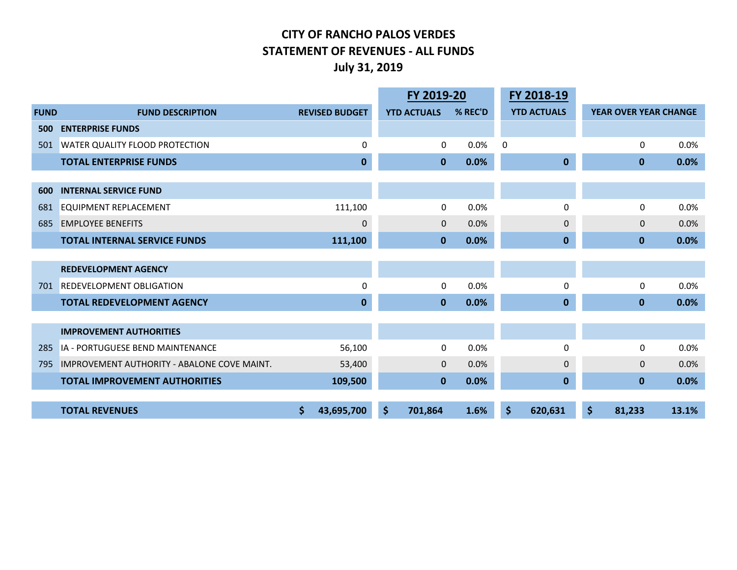# CITY OF RANCHO PALOS VERDES
## STATEMENT OF REVENUES - ALL FUNDS
### July 31, 2019

| FUND | FUND DESCRIPTION | REVISED BUDGET | FY 2019-20 YTD ACTUALS | FY 2019-20 % REC'D | FY 2018-19 YTD ACTUALS | YEAR OVER YEAR CHANGE | |
|---|---|---|---|---|---|---|---|
| **500** | **ENTERPRISE FUNDS** | | | | | | |
| 501 | WATER QUALITY FLOOD PROTECTION | 0 | 0 | 0.0% | 0 | 0 | 0.0% |
| | **TOTAL ENTERPRISE FUNDS** | **0** | **0** | **0.0%** | **0** | **0** | **0.0%** |
| **600** | **INTERNAL SERVICE FUND** | | | | | | |
| 681 | EQUIPMENT REPLACEMENT | 111,100 | 0 | 0.0% | 0 | 0 | 0.0% |
| 685 | EMPLOYEE BENEFITS | 0 | 0 | 0.0% | 0 | 0 | 0.0% |
| | **TOTAL INTERNAL SERVICE FUNDS** | **111,100** | **0** | **0.0%** | **0** | **0** | **0.0%** |
| | **REDEVELOPMENT AGENCY** | | | | | | |
| 701 | REDEVELOPMENT OBLIGATION | 0 | 0 | 0.0% | 0 | 0 | 0.0% |
| | **TOTAL REDEVELOPMENT AGENCY** | **0** | **0** | **0.0%** | **0** | **0** | **0.0%** |
| | **IMPROVEMENT AUTHORITIES** | | | | | | |
| 285 | IA - PORTUGUESE BEND MAINTENANCE | 56,100 | 0 | 0.0% | 0 | 0 | 0.0% |
| 795 | IMPROVEMENT AUTHORITY - ABALONE COVE MAINT. | 53,400 | 0 | 0.0% | 0 | 0 | 0.0% |
| | **TOTAL IMPROVEMENT AUTHORITIES** | **109,500** | **0** | **0.0%** | **0** | **0** | **0.0%** |
| | **TOTAL REVENUES** | **$ 43,695,700** | **$ 701,864** | **1.6%** | **$ 620,631** | **$ 81,233** | **13.1%** |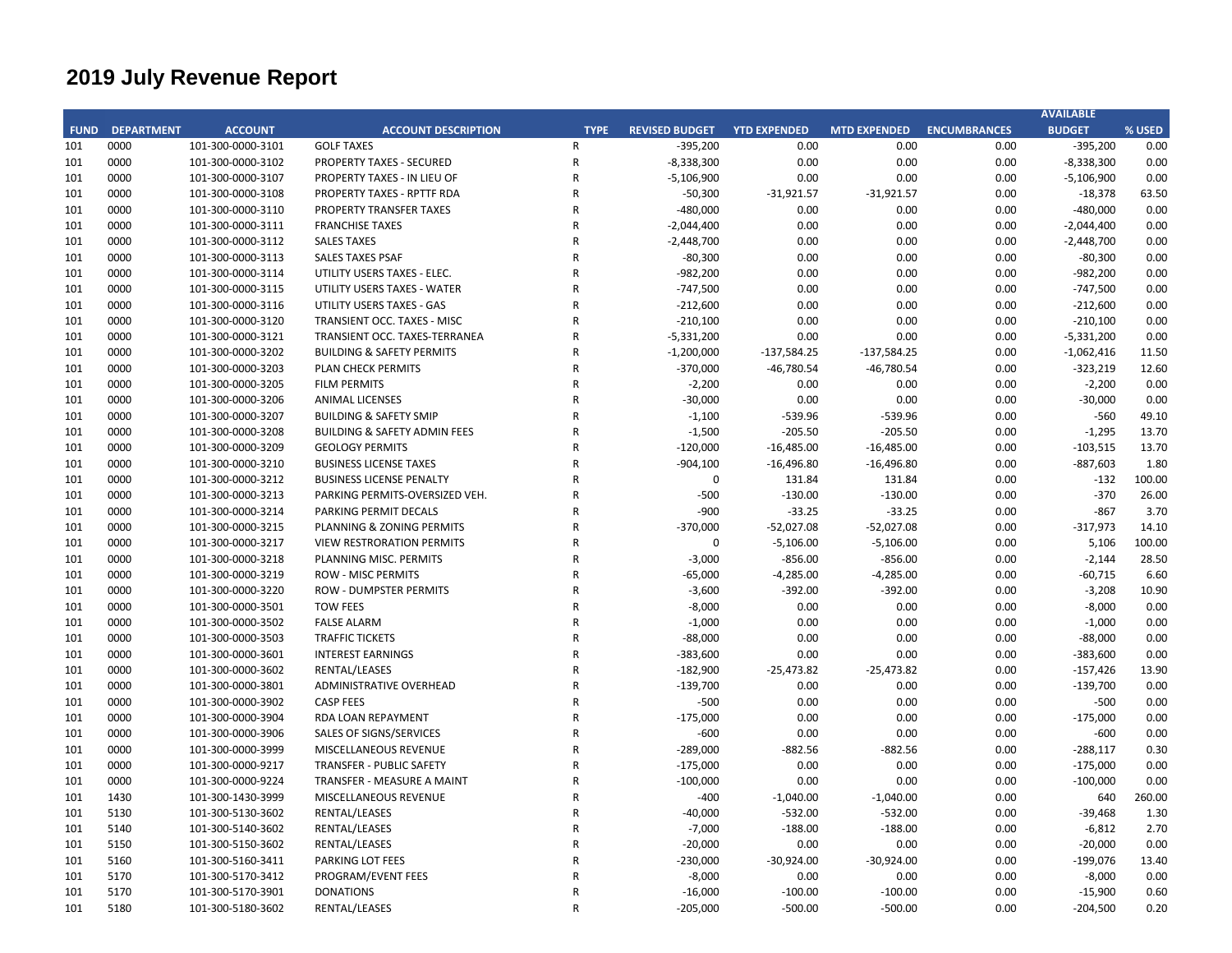# 2019 July Revenue Report

| FUND | DEPARTMENT | ACCOUNT | ACCOUNT DESCRIPTION | TYPE | REVISED BUDGET | YTD EXPENDED | MTD EXPENDED | ENCUMBRANCES | AVAILABLE BUDGET | % USED |
|---|---|---|---|---|---|---|---|---|---|---|
| 101 | 0000 | 101-300-0000-3101 | GOLF TAXES | R | -395,200 | 0.00 | 0.00 | 0.00 | -395,200 | 0.00 |
| 101 | 0000 | 101-300-0000-3102 | PROPERTY TAXES - SECURED | R | -8,338,300 | 0.00 | 0.00 | 0.00 | -8,338,300 | 0.00 |
| 101 | 0000 | 101-300-0000-3107 | PROPERTY TAXES - IN LIEU OF | R | -5,106,900 | 0.00 | 0.00 | 0.00 | -5,106,900 | 0.00 |
| 101 | 0000 | 101-300-0000-3108 | PROPERTY TAXES - RPTTF RDA | R | -50,300 | -31,921.57 | -31,921.57 | 0.00 | -18,378 | 63.50 |
| 101 | 0000 | 101-300-0000-3110 | PROPERTY TRANSFER TAXES | R | -480,000 | 0.00 | 0.00 | 0.00 | -480,000 | 0.00 |
| 101 | 0000 | 101-300-0000-3111 | FRANCHISE TAXES | R | -2,044,400 | 0.00 | 0.00 | 0.00 | -2,044,400 | 0.00 |
| 101 | 0000 | 101-300-0000-3112 | SALES TAXES | R | -2,448,700 | 0.00 | 0.00 | 0.00 | -2,448,700 | 0.00 |
| 101 | 0000 | 101-300-0000-3113 | SALES TAXES PSAF | R | -80,300 | 0.00 | 0.00 | 0.00 | -80,300 | 0.00 |
| 101 | 0000 | 101-300-0000-3114 | UTILITY USERS TAXES - ELEC. | R | -982,200 | 0.00 | 0.00 | 0.00 | -982,200 | 0.00 |
| 101 | 0000 | 101-300-0000-3115 | UTILITY USERS TAXES - WATER | R | -747,500 | 0.00 | 0.00 | 0.00 | -747,500 | 0.00 |
| 101 | 0000 | 101-300-0000-3116 | UTILITY USERS TAXES - GAS | R | -212,600 | 0.00 | 0.00 | 0.00 | -212,600 | 0.00 |
| 101 | 0000 | 101-300-0000-3120 | TRANSIENT OCC. TAXES - MISC | R | -210,100 | 0.00 | 0.00 | 0.00 | -210,100 | 0.00 |
| 101 | 0000 | 101-300-0000-3121 | TRANSIENT OCC. TAXES-TERRANEA | R | -5,331,200 | 0.00 | 0.00 | 0.00 | -5,331,200 | 0.00 |
| 101 | 0000 | 101-300-0000-3202 | BUILDING & SAFETY PERMITS | R | -1,200,000 | -137,584.25 | -137,584.25 | 0.00 | -1,062,416 | 11.50 |
| 101 | 0000 | 101-300-0000-3203 | PLAN CHECK PERMITS | R | -370,000 | -46,780.54 | -46,780.54 | 0.00 | -323,219 | 12.60 |
| 101 | 0000 | 101-300-0000-3205 | FILM PERMITS | R | -2,200 | 0.00 | 0.00 | 0.00 | -2,200 | 0.00 |
| 101 | 0000 | 101-300-0000-3206 | ANIMAL LICENSES | R | -30,000 | 0.00 | 0.00 | 0.00 | -30,000 | 0.00 |
| 101 | 0000 | 101-300-0000-3207 | BUILDING & SAFETY SMIP | R | -1,100 | -539.96 | -539.96 | 0.00 | -560 | 49.10 |
| 101 | 0000 | 101-300-0000-3208 | BUILDING & SAFETY ADMIN FEES | R | -1,500 | -205.50 | -205.50 | 0.00 | -1,295 | 13.70 |
| 101 | 0000 | 101-300-0000-3209 | GEOLOGY PERMITS | R | -120,000 | -16,485.00 | -16,485.00 | 0.00 | -103,515 | 13.70 |
| 101 | 0000 | 101-300-0000-3210 | BUSINESS LICENSE TAXES | R | -904,100 | -16,496.80 | -16,496.80 | 0.00 | -887,603 | 1.80 |
| 101 | 0000 | 101-300-0000-3212 | BUSINESS LICENSE PENALTY | R | 0 | 131.84 | 131.84 | 0.00 | -132 | 100.00 |
| 101 | 0000 | 101-300-0000-3213 | PARKING PERMITS-OVERSIZED VEH. | R | -500 | -130.00 | -130.00 | 0.00 | -370 | 26.00 |
| 101 | 0000 | 101-300-0000-3214 | PARKING PERMIT DECALS | R | -900 | -33.25 | -33.25 | 0.00 | -867 | 3.70 |
| 101 | 0000 | 101-300-0000-3215 | PLANNING & ZONING PERMITS | R | -370,000 | -52,027.08 | -52,027.08 | 0.00 | -317,973 | 14.10 |
| 101 | 0000 | 101-300-0000-3217 | VIEW RESTRORATION PERMITS | R | 0 | -5,106.00 | -5,106.00 | 0.00 | 5,106 | 100.00 |
| 101 | 0000 | 101-300-0000-3218 | PLANNING MISC. PERMITS | R | -3,000 | -856.00 | -856.00 | 0.00 | -2,144 | 28.50 |
| 101 | 0000 | 101-300-0000-3219 | ROW - MISC PERMITS | R | -65,000 | -4,285.00 | -4,285.00 | 0.00 | -60,715 | 6.60 |
| 101 | 0000 | 101-300-0000-3220 | ROW - DUMPSTER PERMITS | R | -3,600 | -392.00 | -392.00 | 0.00 | -3,208 | 10.90 |
| 101 | 0000 | 101-300-0000-3501 | TOW FEES | R | -8,000 | 0.00 | 0.00 | 0.00 | -8,000 | 0.00 |
| 101 | 0000 | 101-300-0000-3502 | FALSE ALARM | R | -1,000 | 0.00 | 0.00 | 0.00 | -1,000 | 0.00 |
| 101 | 0000 | 101-300-0000-3503 | TRAFFIC TICKETS | R | -88,000 | 0.00 | 0.00 | 0.00 | -88,000 | 0.00 |
| 101 | 0000 | 101-300-0000-3601 | INTEREST EARNINGS | R | -383,600 | 0.00 | 0.00 | 0.00 | -383,600 | 0.00 |
| 101 | 0000 | 101-300-0000-3602 | RENTAL/LEASES | R | -182,900 | -25,473.82 | -25,473.82 | 0.00 | -157,426 | 13.90 |
| 101 | 0000 | 101-300-0000-3801 | ADMINISTRATIVE OVERHEAD | R | -139,700 | 0.00 | 0.00 | 0.00 | -139,700 | 0.00 |
| 101 | 0000 | 101-300-0000-3902 | CASP FEES | R | -500 | 0.00 | 0.00 | 0.00 | -500 | 0.00 |
| 101 | 0000 | 101-300-0000-3904 | RDA LOAN REPAYMENT | R | -175,000 | 0.00 | 0.00 | 0.00 | -175,000 | 0.00 |
| 101 | 0000 | 101-300-0000-3906 | SALES OF SIGNS/SERVICES | R | -600 | 0.00 | 0.00 | 0.00 | -600 | 0.00 |
| 101 | 0000 | 101-300-0000-3999 | MISCELLANEOUS REVENUE | R | -289,000 | -882.56 | -882.56 | 0.00 | -288,117 | 0.30 |
| 101 | 0000 | 101-300-0000-9217 | TRANSFER - PUBLIC SAFETY | R | -175,000 | 0.00 | 0.00 | 0.00 | -175,000 | 0.00 |
| 101 | 0000 | 101-300-0000-9224 | TRANSFER - MEASURE A MAINT | R | -100,000 | 0.00 | 0.00 | 0.00 | -100,000 | 0.00 |
| 101 | 1430 | 101-300-1430-3999 | MISCELLANEOUS REVENUE | R | -400 | -1,040.00 | -1,040.00 | 0.00 | 640 | 260.00 |
| 101 | 5130 | 101-300-5130-3602 | RENTAL/LEASES | R | -40,000 | -532.00 | -532.00 | 0.00 | -39,468 | 1.30 |
| 101 | 5140 | 101-300-5140-3602 | RENTAL/LEASES | R | -7,000 | -188.00 | -188.00 | 0.00 | -6,812 | 2.70 |
| 101 | 5150 | 101-300-5150-3602 | RENTAL/LEASES | R | -20,000 | 0.00 | 0.00 | 0.00 | -20,000 | 0.00 |
| 101 | 5160 | 101-300-5160-3411 | PARKING LOT FEES | R | -230,000 | -30,924.00 | -30,924.00 | 0.00 | -199,076 | 13.40 |
| 101 | 5170 | 101-300-5170-3412 | PROGRAM/EVENT FEES | R | -8,000 | 0.00 | 0.00 | 0.00 | -8,000 | 0.00 |
| 101 | 5170 | 101-300-5170-3901 | DONATIONS | R | -16,000 | -100.00 | -100.00 | 0.00 | -15,900 | 0.60 |
| 101 | 5180 | 101-300-5180-3602 | RENTAL/LEASES | R | -205,000 | -500.00 | -500.00 | 0.00 | -204,500 | 0.20 |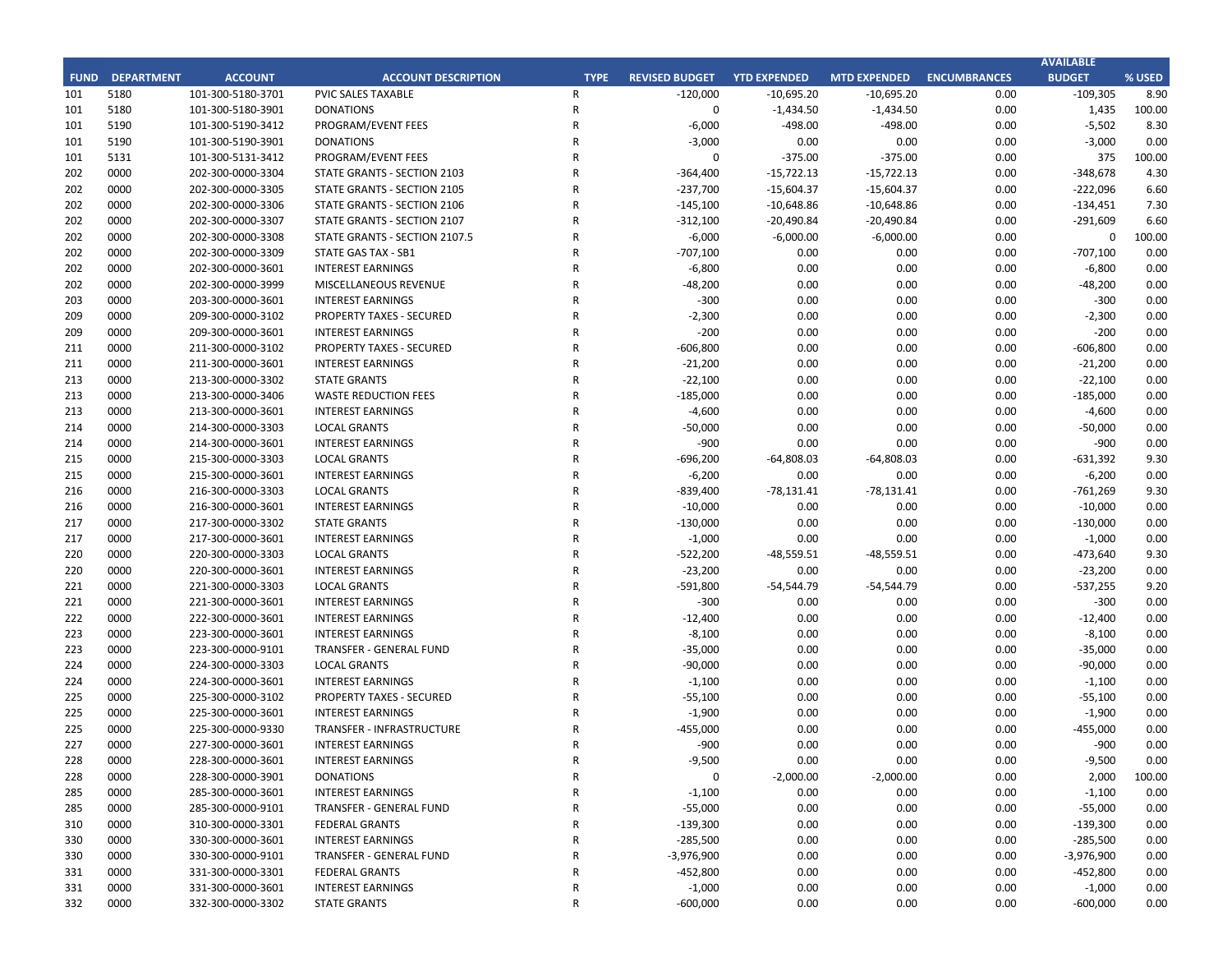| FUND | DEPARTMENT | ACCOUNT | ACCOUNT DESCRIPTION | TYPE | REVISED BUDGET | YTD EXPENDED | MTD EXPENDED | ENCUMBRANCES | AVAILABLE BUDGET | % USED |
|---|---|---|---|---|---|---|---|---|---|---|
| 101 | 5180 | 101-300-5180-3701 | PVIC SALES TAXABLE | R | -120,000 | -10,695.20 | -10,695.20 | 0.00 | -109,305 | 8.90 |
| 101 | 5180 | 101-300-5180-3901 | DONATIONS | R | 0 | -1,434.50 | -1,434.50 | 0.00 | 1,435 | 100.00 |
| 101 | 5190 | 101-300-5190-3412 | PROGRAM/EVENT FEES | R | -6,000 | -498.00 | -498.00 | 0.00 | -5,502 | 8.30 |
| 101 | 5190 | 101-300-5190-3901 | DONATIONS | R | -3,000 | 0.00 | 0.00 | 0.00 | -3,000 | 0.00 |
| 101 | 5131 | 101-300-5131-3412 | PROGRAM/EVENT FEES | R | 0 | -375.00 | -375.00 | 0.00 | 375 | 100.00 |
| 202 | 0000 | 202-300-0000-3304 | STATE GRANTS - SECTION 2103 | R | -364,400 | -15,722.13 | -15,722.13 | 0.00 | -348,678 | 4.30 |
| 202 | 0000 | 202-300-0000-3305 | STATE GRANTS - SECTION 2105 | R | -237,700 | -15,604.37 | -15,604.37 | 0.00 | -222,096 | 6.60 |
| 202 | 0000 | 202-300-0000-3306 | STATE GRANTS - SECTION 2106 | R | -145,100 | -10,648.86 | -10,648.86 | 0.00 | -134,451 | 7.30 |
| 202 | 0000 | 202-300-0000-3307 | STATE GRANTS - SECTION 2107 | R | -312,100 | -20,490.84 | -20,490.84 | 0.00 | -291,609 | 6.60 |
| 202 | 0000 | 202-300-0000-3308 | STATE GRANTS - SECTION 2107.5 | R | -6,000 | -6,000.00 | -6,000.00 | 0.00 | 0 | 100.00 |
| 202 | 0000 | 202-300-0000-3309 | STATE GAS TAX - SB1 | R | -707,100 | 0.00 | 0.00 | 0.00 | -707,100 | 0.00 |
| 202 | 0000 | 202-300-0000-3601 | INTEREST EARNINGS | R | -6,800 | 0.00 | 0.00 | 0.00 | -6,800 | 0.00 |
| 202 | 0000 | 202-300-0000-3999 | MISCELLANEOUS REVENUE | R | -48,200 | 0.00 | 0.00 | 0.00 | -48,200 | 0.00 |
| 203 | 0000 | 203-300-0000-3601 | INTEREST EARNINGS | R | -300 | 0.00 | 0.00 | 0.00 | -300 | 0.00 |
| 209 | 0000 | 209-300-0000-3102 | PROPERTY TAXES - SECURED | R | -2,300 | 0.00 | 0.00 | 0.00 | -2,300 | 0.00 |
| 209 | 0000 | 209-300-0000-3601 | INTEREST EARNINGS | R | -200 | 0.00 | 0.00 | 0.00 | -200 | 0.00 |
| 211 | 0000 | 211-300-0000-3102 | PROPERTY TAXES - SECURED | R | -606,800 | 0.00 | 0.00 | 0.00 | -606,800 | 0.00 |
| 211 | 0000 | 211-300-0000-3601 | INTEREST EARNINGS | R | -21,200 | 0.00 | 0.00 | 0.00 | -21,200 | 0.00 |
| 213 | 0000 | 213-300-0000-3302 | STATE GRANTS | R | -22,100 | 0.00 | 0.00 | 0.00 | -22,100 | 0.00 |
| 213 | 0000 | 213-300-0000-3406 | WASTE REDUCTION FEES | R | -185,000 | 0.00 | 0.00 | 0.00 | -185,000 | 0.00 |
| 213 | 0000 | 213-300-0000-3601 | INTEREST EARNINGS | R | -4,600 | 0.00 | 0.00 | 0.00 | -4,600 | 0.00 |
| 214 | 0000 | 214-300-0000-3303 | LOCAL GRANTS | R | -50,000 | 0.00 | 0.00 | 0.00 | -50,000 | 0.00 |
| 214 | 0000 | 214-300-0000-3601 | INTEREST EARNINGS | R | -900 | 0.00 | 0.00 | 0.00 | -900 | 0.00 |
| 215 | 0000 | 215-300-0000-3303 | LOCAL GRANTS | R | -696,200 | -64,808.03 | -64,808.03 | 0.00 | -631,392 | 9.30 |
| 215 | 0000 | 215-300-0000-3601 | INTEREST EARNINGS | R | -6,200 | 0.00 | 0.00 | 0.00 | -6,200 | 0.00 |
| 216 | 0000 | 216-300-0000-3303 | LOCAL GRANTS | R | -839,400 | -78,131.41 | -78,131.41 | 0.00 | -761,269 | 9.30 |
| 216 | 0000 | 216-300-0000-3601 | INTEREST EARNINGS | R | -10,000 | 0.00 | 0.00 | 0.00 | -10,000 | 0.00 |
| 217 | 0000 | 217-300-0000-3302 | STATE GRANTS | R | -130,000 | 0.00 | 0.00 | 0.00 | -130,000 | 0.00 |
| 217 | 0000 | 217-300-0000-3601 | INTEREST EARNINGS | R | -1,000 | 0.00 | 0.00 | 0.00 | -1,000 | 0.00 |
| 220 | 0000 | 220-300-0000-3303 | LOCAL GRANTS | R | -522,200 | -48,559.51 | -48,559.51 | 0.00 | -473,640 | 9.30 |
| 220 | 0000 | 220-300-0000-3601 | INTEREST EARNINGS | R | -23,200 | 0.00 | 0.00 | 0.00 | -23,200 | 0.00 |
| 221 | 0000 | 221-300-0000-3303 | LOCAL GRANTS | R | -591,800 | -54,544.79 | -54,544.79 | 0.00 | -537,255 | 9.20 |
| 221 | 0000 | 221-300-0000-3601 | INTEREST EARNINGS | R | -300 | 0.00 | 0.00 | 0.00 | -300 | 0.00 |
| 222 | 0000 | 222-300-0000-3601 | INTEREST EARNINGS | R | -12,400 | 0.00 | 0.00 | 0.00 | -12,400 | 0.00 |
| 223 | 0000 | 223-300-0000-3601 | INTEREST EARNINGS | R | -8,100 | 0.00 | 0.00 | 0.00 | -8,100 | 0.00 |
| 223 | 0000 | 223-300-0000-9101 | TRANSFER - GENERAL FUND | R | -35,000 | 0.00 | 0.00 | 0.00 | -35,000 | 0.00 |
| 224 | 0000 | 224-300-0000-3303 | LOCAL GRANTS | R | -90,000 | 0.00 | 0.00 | 0.00 | -90,000 | 0.00 |
| 224 | 0000 | 224-300-0000-3601 | INTEREST EARNINGS | R | -1,100 | 0.00 | 0.00 | 0.00 | -1,100 | 0.00 |
| 225 | 0000 | 225-300-0000-3102 | PROPERTY TAXES - SECURED | R | -55,100 | 0.00 | 0.00 | 0.00 | -55,100 | 0.00 |
| 225 | 0000 | 225-300-0000-3601 | INTEREST EARNINGS | R | -1,900 | 0.00 | 0.00 | 0.00 | -1,900 | 0.00 |
| 225 | 0000 | 225-300-0000-9330 | TRANSFER - INFRASTRUCTURE | R | -455,000 | 0.00 | 0.00 | 0.00 | -455,000 | 0.00 |
| 227 | 0000 | 227-300-0000-3601 | INTEREST EARNINGS | R | -900 | 0.00 | 0.00 | 0.00 | -900 | 0.00 |
| 228 | 0000 | 228-300-0000-3601 | INTEREST EARNINGS | R | -9,500 | 0.00 | 0.00 | 0.00 | -9,500 | 0.00 |
| 228 | 0000 | 228-300-0000-3901 | DONATIONS | R | 0 | -2,000.00 | -2,000.00 | 0.00 | 2,000 | 100.00 |
| 285 | 0000 | 285-300-0000-3601 | INTEREST EARNINGS | R | -1,100 | 0.00 | 0.00 | 0.00 | -1,100 | 0.00 |
| 285 | 0000 | 285-300-0000-9101 | TRANSFER - GENERAL FUND | R | -55,000 | 0.00 | 0.00 | 0.00 | -55,000 | 0.00 |
| 310 | 0000 | 310-300-0000-3301 | FEDERAL GRANTS | R | -139,300 | 0.00 | 0.00 | 0.00 | -139,300 | 0.00 |
| 330 | 0000 | 330-300-0000-3601 | INTEREST EARNINGS | R | -285,500 | 0.00 | 0.00 | 0.00 | -285,500 | 0.00 |
| 330 | 0000 | 330-300-0000-9101 | TRANSFER - GENERAL FUND | R | -3,976,900 | 0.00 | 0.00 | 0.00 | -3,976,900 | 0.00 |
| 331 | 0000 | 331-300-0000-3301 | FEDERAL GRANTS | R | -452,800 | 0.00 | 0.00 | 0.00 | -452,800 | 0.00 |
| 331 | 0000 | 331-300-0000-3601 | INTEREST EARNINGS | R | -1,000 | 0.00 | 0.00 | 0.00 | -1,000 | 0.00 |
| 332 | 0000 | 332-300-0000-3302 | STATE GRANTS | R | -600,000 | 0.00 | 0.00 | 0.00 | -600,000 | 0.00 |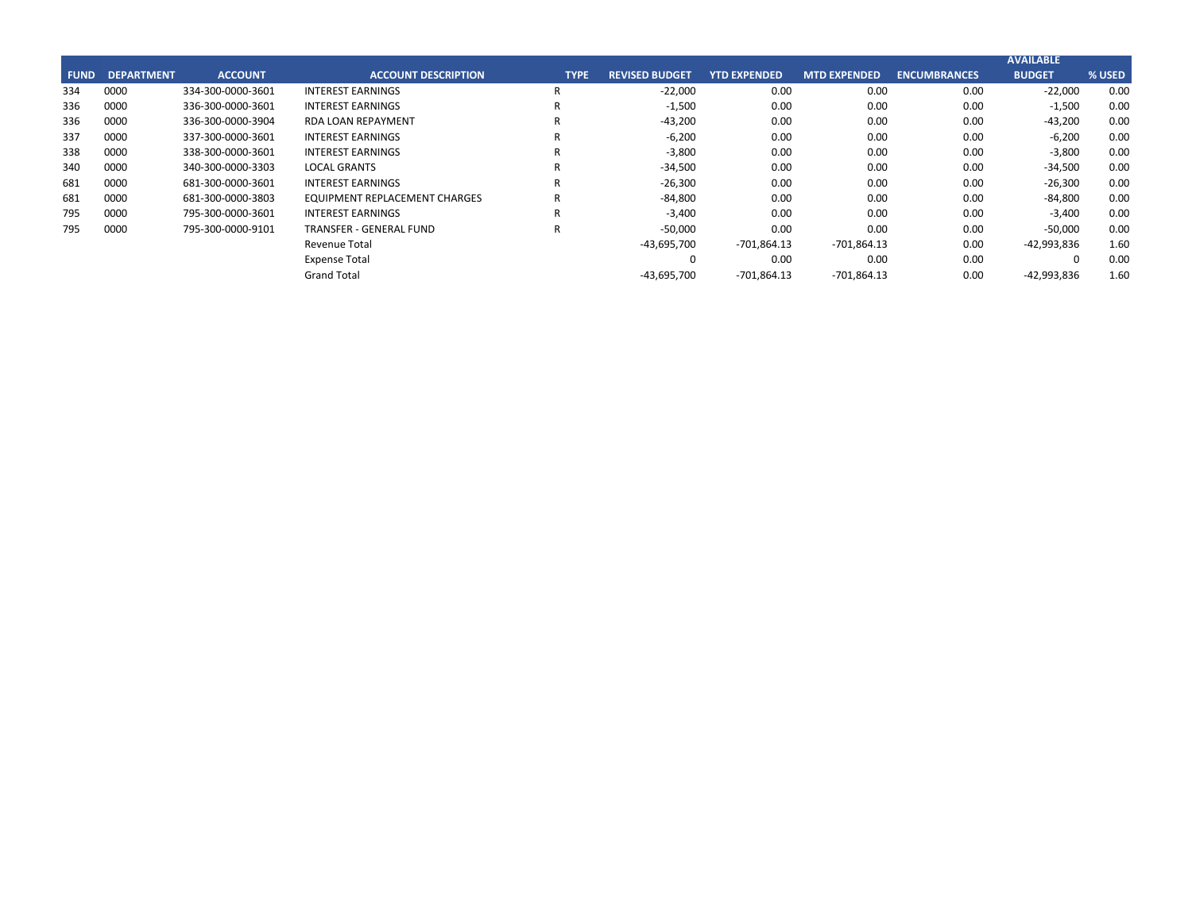| FUND | DEPARTMENT | ACCOUNT | ACCOUNT DESCRIPTION | TYPE | REVISED BUDGET | YTD EXPENDED | MTD EXPENDED | ENCUMBRANCES | AVAILABLE BUDGET | % USED |
|---|---|---|---|---|---|---|---|---|---|---|
| 334 | 0000 | 334-300-0000-3601 | INTEREST EARNINGS | R | -22,000 | 0.00 | 0.00 | 0.00 | -22,000 | 0.00 |
| 336 | 0000 | 336-300-0000-3601 | INTEREST EARNINGS | R | -1,500 | 0.00 | 0.00 | 0.00 | -1,500 | 0.00 |
| 336 | 0000 | 336-300-0000-3904 | RDA LOAN REPAYMENT | R | -43,200 | 0.00 | 0.00 | 0.00 | -43,200 | 0.00 |
| 337 | 0000 | 337-300-0000-3601 | INTEREST EARNINGS | R | -6,200 | 0.00 | 0.00 | 0.00 | -6,200 | 0.00 |
| 338 | 0000 | 338-300-0000-3601 | INTEREST EARNINGS | R | -3,800 | 0.00 | 0.00 | 0.00 | -3,800 | 0.00 |
| 340 | 0000 | 340-300-0000-3303 | LOCAL GRANTS | R | -34,500 | 0.00 | 0.00 | 0.00 | -34,500 | 0.00 |
| 681 | 0000 | 681-300-0000-3601 | INTEREST EARNINGS | R | -26,300 | 0.00 | 0.00 | 0.00 | -26,300 | 0.00 |
| 681 | 0000 | 681-300-0000-3803 | EQUIPMENT REPLACEMENT CHARGES | R | -84,800 | 0.00 | 0.00 | 0.00 | -84,800 | 0.00 |
| 795 | 0000 | 795-300-0000-3601 | INTEREST EARNINGS | R | -3,400 | 0.00 | 0.00 | 0.00 | -3,400 | 0.00 |
| 795 | 0000 | 795-300-0000-9101 | TRANSFER - GENERAL FUND | R | -50,000 | 0.00 | 0.00 | 0.00 | -50,000 | 0.00 |
| | | | Revenue Total | | -43,695,700 | -701,864.13 | -701,864.13 | 0.00 | -42,993,836 | 1.60 |
| | | | Expense Total | | 0 | 0.00 | 0.00 | 0.00 | 0 | 0.00 |
| | | | Grand Total | | -43,695,700 | -701,864.13 | -701,864.13 | 0.00 | -42,993,836 | 1.60 |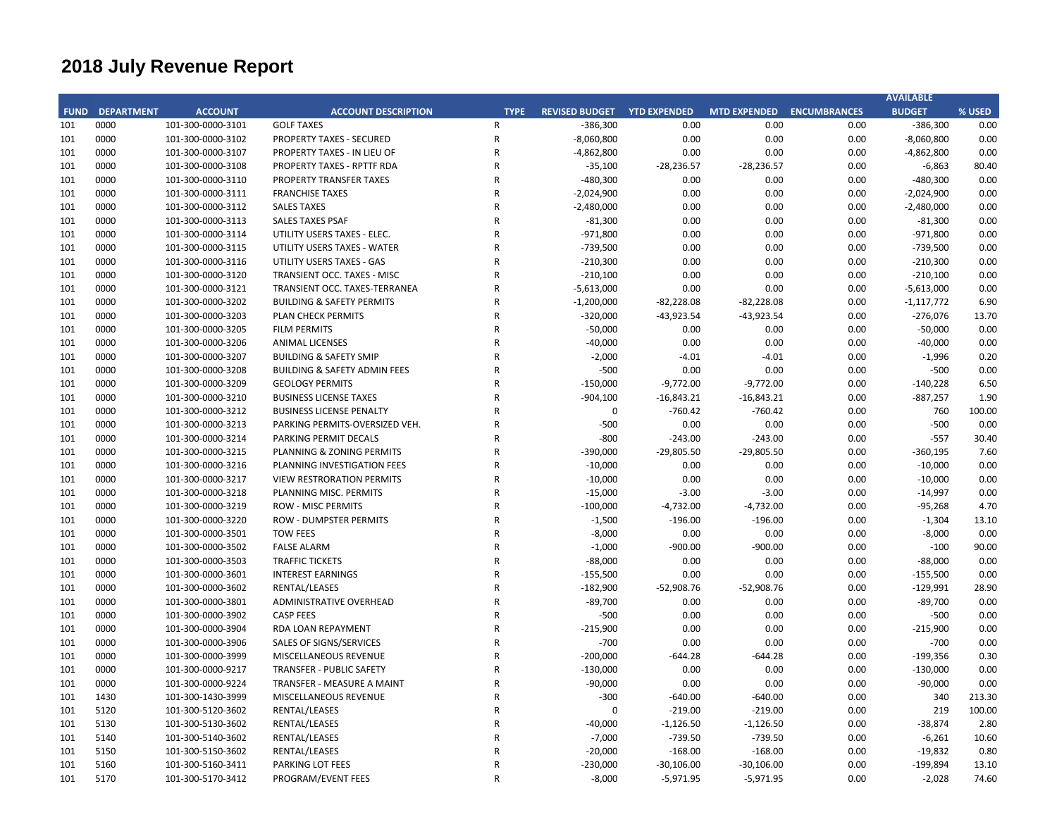# 2018 July Revenue Report

| FUND | DEPARTMENT | ACCOUNT | ACCOUNT DESCRIPTION | TYPE | REVISED BUDGET | YTD EXPENDED | MTD EXPENDED | ENCUMBRANCES | AVAILABLE BUDGET | % USED |
|---|---|---|---|---|---|---|---|---|---|---|
| 101 | 0000 | 101-300-0000-3101 | GOLF TAXES | R | -386,300 | 0.00 | 0.00 | 0.00 | -386,300 | 0.00 |
| 101 | 0000 | 101-300-0000-3102 | PROPERTY TAXES - SECURED | R | -8,060,800 | 0.00 | 0.00 | 0.00 | -8,060,800 | 0.00 |
| 101 | 0000 | 101-300-0000-3107 | PROPERTY TAXES - IN LIEU OF | R | -4,862,800 | 0.00 | 0.00 | 0.00 | -4,862,800 | 0.00 |
| 101 | 0000 | 101-300-0000-3108 | PROPERTY TAXES - RPTTF RDA | R | -35,100 | -28,236.57 | -28,236.57 | 0.00 | -6,863 | 80.40 |
| 101 | 0000 | 101-300-0000-3110 | PROPERTY TRANSFER TAXES | R | -480,300 | 0.00 | 0.00 | 0.00 | -480,300 | 0.00 |
| 101 | 0000 | 101-300-0000-3111 | FRANCHISE TAXES | R | -2,024,900 | 0.00 | 0.00 | 0.00 | -2,024,900 | 0.00 |
| 101 | 0000 | 101-300-0000-3112 | SALES TAXES | R | -2,480,000 | 0.00 | 0.00 | 0.00 | -2,480,000 | 0.00 |
| 101 | 0000 | 101-300-0000-3113 | SALES TAXES PSAF | R | -81,300 | 0.00 | 0.00 | 0.00 | -81,300 | 0.00 |
| 101 | 0000 | 101-300-0000-3114 | UTILITY USERS TAXES - ELEC. | R | -971,800 | 0.00 | 0.00 | 0.00 | -971,800 | 0.00 |
| 101 | 0000 | 101-300-0000-3115 | UTILITY USERS TAXES - WATER | R | -739,500 | 0.00 | 0.00 | 0.00 | -739,500 | 0.00 |
| 101 | 0000 | 101-300-0000-3116 | UTILITY USERS TAXES - GAS | R | -210,300 | 0.00 | 0.00 | 0.00 | -210,300 | 0.00 |
| 101 | 0000 | 101-300-0000-3120 | TRANSIENT OCC. TAXES - MISC | R | -210,100 | 0.00 | 0.00 | 0.00 | -210,100 | 0.00 |
| 101 | 0000 | 101-300-0000-3121 | TRANSIENT OCC. TAXES-TERRANEA | R | -5,613,000 | 0.00 | 0.00 | 0.00 | -5,613,000 | 0.00 |
| 101 | 0000 | 101-300-0000-3202 | BUILDING & SAFETY PERMITS | R | -1,200,000 | -82,228.08 | -82,228.08 | 0.00 | -1,117,772 | 6.90 |
| 101 | 0000 | 101-300-0000-3203 | PLAN CHECK PERMITS | R | -320,000 | -43,923.54 | -43,923.54 | 0.00 | -276,076 | 13.70 |
| 101 | 0000 | 101-300-0000-3205 | FILM PERMITS | R | -50,000 | 0.00 | 0.00 | 0.00 | -50,000 | 0.00 |
| 101 | 0000 | 101-300-0000-3206 | ANIMAL LICENSES | R | -40,000 | 0.00 | 0.00 | 0.00 | -40,000 | 0.00 |
| 101 | 0000 | 101-300-0000-3207 | BUILDING & SAFETY SMIP | R | -2,000 | -4.01 | -4.01 | 0.00 | -1,996 | 0.20 |
| 101 | 0000 | 101-300-0000-3208 | BUILDING & SAFETY ADMIN FEES | R | -500 | 0.00 | 0.00 | 0.00 | -500 | 0.00 |
| 101 | 0000 | 101-300-0000-3209 | GEOLOGY PERMITS | R | -150,000 | -9,772.00 | -9,772.00 | 0.00 | -140,228 | 6.50 |
| 101 | 0000 | 101-300-0000-3210 | BUSINESS LICENSE TAXES | R | -904,100 | -16,843.21 | -16,843.21 | 0.00 | -887,257 | 1.90 |
| 101 | 0000 | 101-300-0000-3212 | BUSINESS LICENSE PENALTY | R | 0 | -760.42 | -760.42 | 0.00 | 760 | 100.00 |
| 101 | 0000 | 101-300-0000-3213 | PARKING PERMITS-OVERSIZED VEH. | R | -500 | 0.00 | 0.00 | 0.00 | -500 | 0.00 |
| 101 | 0000 | 101-300-0000-3214 | PARKING PERMIT DECALS | R | -800 | -243.00 | -243.00 | 0.00 | -557 | 30.40 |
| 101 | 0000 | 101-300-0000-3215 | PLANNING & ZONING PERMITS | R | -390,000 | -29,805.50 | -29,805.50 | 0.00 | -360,195 | 7.60 |
| 101 | 0000 | 101-300-0000-3216 | PLANNING INVESTIGATION FEES | R | -10,000 | 0.00 | 0.00 | 0.00 | -10,000 | 0.00 |
| 101 | 0000 | 101-300-0000-3217 | VIEW RESTRORATION PERMITS | R | -10,000 | 0.00 | 0.00 | 0.00 | -10,000 | 0.00 |
| 101 | 0000 | 101-300-0000-3218 | PLANNING MISC. PERMITS | R | -15,000 | -3.00 | -3.00 | 0.00 | -14,997 | 0.00 |
| 101 | 0000 | 101-300-0000-3219 | ROW - MISC PERMITS | R | -100,000 | -4,732.00 | -4,732.00 | 0.00 | -95,268 | 4.70 |
| 101 | 0000 | 101-300-0000-3220 | ROW - DUMPSTER PERMITS | R | -1,500 | -196.00 | -196.00 | 0.00 | -1,304 | 13.10 |
| 101 | 0000 | 101-300-0000-3501 | TOW FEES | R | -8,000 | 0.00 | 0.00 | 0.00 | -8,000 | 0.00 |
| 101 | 0000 | 101-300-0000-3502 | FALSE ALARM | R | -1,000 | -900.00 | -900.00 | 0.00 | -100 | 90.00 |
| 101 | 0000 | 101-300-0000-3503 | TRAFFIC TICKETS | R | -88,000 | 0.00 | 0.00 | 0.00 | -88,000 | 0.00 |
| 101 | 0000 | 101-300-0000-3601 | INTEREST EARNINGS | R | -155,500 | 0.00 | 0.00 | 0.00 | -155,500 | 0.00 |
| 101 | 0000 | 101-300-0000-3602 | RENTAL/LEASES | R | -182,900 | -52,908.76 | -52,908.76 | 0.00 | -129,991 | 28.90 |
| 101 | 0000 | 101-300-0000-3801 | ADMINISTRATIVE OVERHEAD | R | -89,700 | 0.00 | 0.00 | 0.00 | -89,700 | 0.00 |
| 101 | 0000 | 101-300-0000-3902 | CASP FEES | R | -500 | 0.00 | 0.00 | 0.00 | -500 | 0.00 |
| 101 | 0000 | 101-300-0000-3904 | RDA LOAN REPAYMENT | R | -215,900 | 0.00 | 0.00 | 0.00 | -215,900 | 0.00 |
| 101 | 0000 | 101-300-0000-3906 | SALES OF SIGNS/SERVICES | R | -700 | 0.00 | 0.00 | 0.00 | -700 | 0.00 |
| 101 | 0000 | 101-300-0000-3999 | MISCELLANEOUS REVENUE | R | -200,000 | -644.28 | -644.28 | 0.00 | -199,356 | 0.30 |
| 101 | 0000 | 101-300-0000-9217 | TRANSFER - PUBLIC SAFETY | R | -130,000 | 0.00 | 0.00 | 0.00 | -130,000 | 0.00 |
| 101 | 0000 | 101-300-0000-9224 | TRANSFER - MEASURE A MAINT | R | -90,000 | 0.00 | 0.00 | 0.00 | -90,000 | 0.00 |
| 101 | 1430 | 101-300-1430-3999 | MISCELLANEOUS REVENUE | R | -300 | -640.00 | -640.00 | 0.00 | 340 | 213.30 |
| 101 | 5120 | 101-300-5120-3602 | RENTAL/LEASES | R | 0 | -219.00 | -219.00 | 0.00 | 219 | 100.00 |
| 101 | 5130 | 101-300-5130-3602 | RENTAL/LEASES | R | -40,000 | -1,126.50 | -1,126.50 | 0.00 | -38,874 | 2.80 |
| 101 | 5140 | 101-300-5140-3602 | RENTAL/LEASES | R | -7,000 | -739.50 | -739.50 | 0.00 | -6,261 | 10.60 |
| 101 | 5150 | 101-300-5150-3602 | RENTAL/LEASES | R | -20,000 | -168.00 | -168.00 | 0.00 | -19,832 | 0.80 |
| 101 | 5160 | 101-300-5160-3411 | PARKING LOT FEES | R | -230,000 | -30,106.00 | -30,106.00 | 0.00 | -199,894 | 13.10 |
| 101 | 5170 | 101-300-5170-3412 | PROGRAM/EVENT FEES | R | -8,000 | -5,971.95 | -5,971.95 | 0.00 | -2,028 | 74.60 |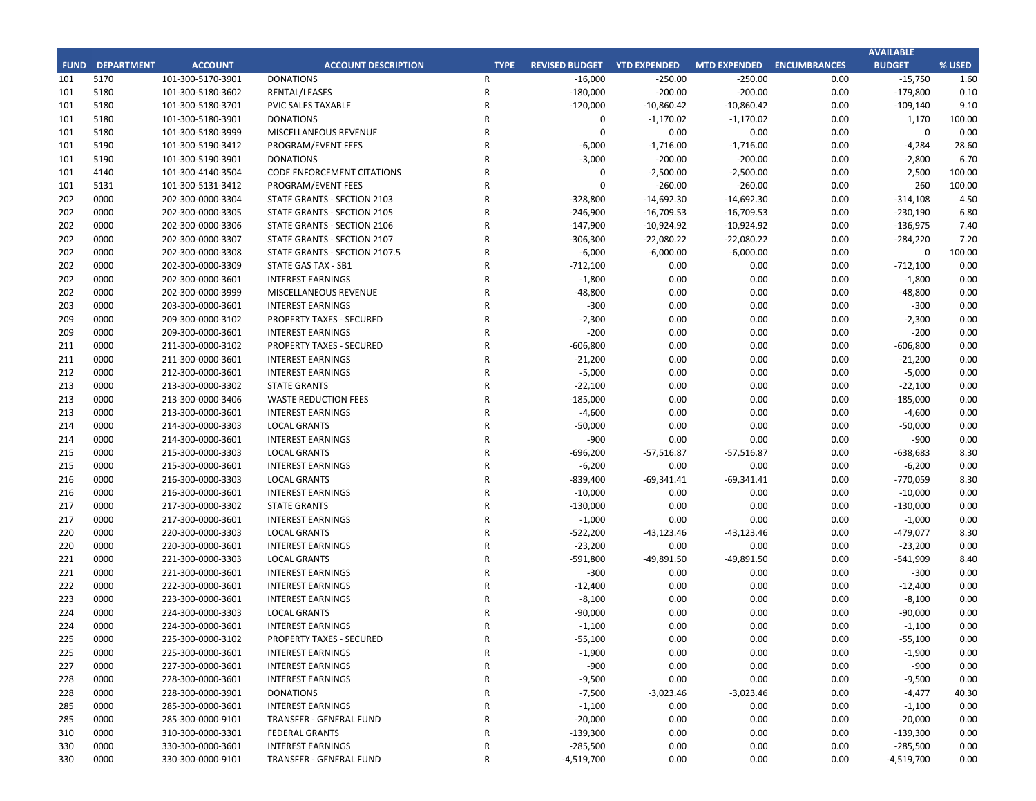| FUND | DEPARTMENT | ACCOUNT | ACCOUNT DESCRIPTION | TYPE | REVISED BUDGET | YTD EXPENDED | MTD EXPENDED | ENCUMBRANCES | AVAILABLE BUDGET | % USED |
|---|---|---|---|---|---|---|---|---|---|---|
| 101 | 5170 | 101-300-5170-3901 | DONATIONS | R | -16,000 | -250.00 | -250.00 | 0.00 | -15,750 | 1.60 |
| 101 | 5180 | 101-300-5180-3602 | RENTAL/LEASES | R | -180,000 | -200.00 | -200.00 | 0.00 | -179,800 | 0.10 |
| 101 | 5180 | 101-300-5180-3701 | PVIC SALES TAXABLE | R | -120,000 | -10,860.42 | -10,860.42 | 0.00 | -109,140 | 9.10 |
| 101 | 5180 | 101-300-5180-3901 | DONATIONS | R | 0 | -1,170.02 | -1,170.02 | 0.00 | 1,170 | 100.00 |
| 101 | 5180 | 101-300-5180-3999 | MISCELLANEOUS REVENUE | R | 0 | 0.00 | 0.00 | 0.00 | 0 | 0.00 |
| 101 | 5190 | 101-300-5190-3412 | PROGRAM/EVENT FEES | R | -6,000 | -1,716.00 | -1,716.00 | 0.00 | -4,284 | 28.60 |
| 101 | 5190 | 101-300-5190-3901 | DONATIONS | R | -3,000 | -200.00 | -200.00 | 0.00 | -2,800 | 6.70 |
| 101 | 4140 | 101-300-4140-3504 | CODE ENFORCEMENT CITATIONS | R | 0 | -2,500.00 | -2,500.00 | 0.00 | 2,500 | 100.00 |
| 101 | 5131 | 101-300-5131-3412 | PROGRAM/EVENT FEES | R | 0 | -260.00 | -260.00 | 0.00 | 260 | 100.00 |
| 202 | 0000 | 202-300-0000-3304 | STATE GRANTS - SECTION 2103 | R | -328,800 | -14,692.30 | -14,692.30 | 0.00 | -314,108 | 4.50 |
| 202 | 0000 | 202-300-0000-3305 | STATE GRANTS - SECTION 2105 | R | -246,900 | -16,709.53 | -16,709.53 | 0.00 | -230,190 | 6.80 |
| 202 | 0000 | 202-300-0000-3306 | STATE GRANTS - SECTION 2106 | R | -147,900 | -10,924.92 | -10,924.92 | 0.00 | -136,975 | 7.40 |
| 202 | 0000 | 202-300-0000-3307 | STATE GRANTS - SECTION 2107 | R | -306,300 | -22,080.22 | -22,080.22 | 0.00 | -284,220 | 7.20 |
| 202 | 0000 | 202-300-0000-3308 | STATE GRANTS - SECTION 2107.5 | R | -6,000 | -6,000.00 | -6,000.00 | 0.00 | 0 | 100.00 |
| 202 | 0000 | 202-300-0000-3309 | STATE GAS TAX - SB1 | R | -712,100 | 0.00 | 0.00 | 0.00 | -712,100 | 0.00 |
| 202 | 0000 | 202-300-0000-3601 | INTEREST EARNINGS | R | -1,800 | 0.00 | 0.00 | 0.00 | -1,800 | 0.00 |
| 202 | 0000 | 202-300-0000-3999 | MISCELLANEOUS REVENUE | R | -48,800 | 0.00 | 0.00 | 0.00 | -48,800 | 0.00 |
| 203 | 0000 | 203-300-0000-3601 | INTEREST EARNINGS | R | -300 | 0.00 | 0.00 | 0.00 | -300 | 0.00 |
| 209 | 0000 | 209-300-0000-3102 | PROPERTY TAXES - SECURED | R | -2,300 | 0.00 | 0.00 | 0.00 | -2,300 | 0.00 |
| 209 | 0000 | 209-300-0000-3601 | INTEREST EARNINGS | R | -200 | 0.00 | 0.00 | 0.00 | -200 | 0.00 |
| 211 | 0000 | 211-300-0000-3102 | PROPERTY TAXES - SECURED | R | -606,800 | 0.00 | 0.00 | 0.00 | -606,800 | 0.00 |
| 211 | 0000 | 211-300-0000-3601 | INTEREST EARNINGS | R | -21,200 | 0.00 | 0.00 | 0.00 | -21,200 | 0.00 |
| 212 | 0000 | 212-300-0000-3601 | INTEREST EARNINGS | R | -5,000 | 0.00 | 0.00 | 0.00 | -5,000 | 0.00 |
| 213 | 0000 | 213-300-0000-3302 | STATE GRANTS | R | -22,100 | 0.00 | 0.00 | 0.00 | -22,100 | 0.00 |
| 213 | 0000 | 213-300-0000-3406 | WASTE REDUCTION FEES | R | -185,000 | 0.00 | 0.00 | 0.00 | -185,000 | 0.00 |
| 213 | 0000 | 213-300-0000-3601 | INTEREST EARNINGS | R | -4,600 | 0.00 | 0.00 | 0.00 | -4,600 | 0.00 |
| 214 | 0000 | 214-300-0000-3303 | LOCAL GRANTS | R | -50,000 | 0.00 | 0.00 | 0.00 | -50,000 | 0.00 |
| 214 | 0000 | 214-300-0000-3601 | INTEREST EARNINGS | R | -900 | 0.00 | 0.00 | 0.00 | -900 | 0.00 |
| 215 | 0000 | 215-300-0000-3303 | LOCAL GRANTS | R | -696,200 | -57,516.87 | -57,516.87 | 0.00 | -638,683 | 8.30 |
| 215 | 0000 | 215-300-0000-3601 | INTEREST EARNINGS | R | -6,200 | 0.00 | 0.00 | 0.00 | -6,200 | 0.00 |
| 216 | 0000 | 216-300-0000-3303 | LOCAL GRANTS | R | -839,400 | -69,341.41 | -69,341.41 | 0.00 | -770,059 | 8.30 |
| 216 | 0000 | 216-300-0000-3601 | INTEREST EARNINGS | R | -10,000 | 0.00 | 0.00 | 0.00 | -10,000 | 0.00 |
| 217 | 0000 | 217-300-0000-3302 | STATE GRANTS | R | -130,000 | 0.00 | 0.00 | 0.00 | -130,000 | 0.00 |
| 217 | 0000 | 217-300-0000-3601 | INTEREST EARNINGS | R | -1,000 | 0.00 | 0.00 | 0.00 | -1,000 | 0.00 |
| 220 | 0000 | 220-300-0000-3303 | LOCAL GRANTS | R | -522,200 | -43,123.46 | -43,123.46 | 0.00 | -479,077 | 8.30 |
| 220 | 0000 | 220-300-0000-3601 | INTEREST EARNINGS | R | -23,200 | 0.00 | 0.00 | 0.00 | -23,200 | 0.00 |
| 221 | 0000 | 221-300-0000-3303 | LOCAL GRANTS | R | -591,800 | -49,891.50 | -49,891.50 | 0.00 | -541,909 | 8.40 |
| 221 | 0000 | 221-300-0000-3601 | INTEREST EARNINGS | R | -300 | 0.00 | 0.00 | 0.00 | -300 | 0.00 |
| 222 | 0000 | 222-300-0000-3601 | INTEREST EARNINGS | R | -12,400 | 0.00 | 0.00 | 0.00 | -12,400 | 0.00 |
| 223 | 0000 | 223-300-0000-3601 | INTEREST EARNINGS | R | -8,100 | 0.00 | 0.00 | 0.00 | -8,100 | 0.00 |
| 224 | 0000 | 224-300-0000-3303 | LOCAL GRANTS | R | -90,000 | 0.00 | 0.00 | 0.00 | -90,000 | 0.00 |
| 224 | 0000 | 224-300-0000-3601 | INTEREST EARNINGS | R | -1,100 | 0.00 | 0.00 | 0.00 | -1,100 | 0.00 |
| 225 | 0000 | 225-300-0000-3102 | PROPERTY TAXES - SECURED | R | -55,100 | 0.00 | 0.00 | 0.00 | -55,100 | 0.00 |
| 225 | 0000 | 225-300-0000-3601 | INTEREST EARNINGS | R | -1,900 | 0.00 | 0.00 | 0.00 | -1,900 | 0.00 |
| 227 | 0000 | 227-300-0000-3601 | INTEREST EARNINGS | R | -900 | 0.00 | 0.00 | 0.00 | -900 | 0.00 |
| 228 | 0000 | 228-300-0000-3601 | INTEREST EARNINGS | R | -9,500 | 0.00 | 0.00 | 0.00 | -9,500 | 0.00 |
| 228 | 0000 | 228-300-0000-3901 | DONATIONS | R | -7,500 | -3,023.46 | -3,023.46 | 0.00 | -4,477 | 40.30 |
| 285 | 0000 | 285-300-0000-3601 | INTEREST EARNINGS | R | -1,100 | 0.00 | 0.00 | 0.00 | -1,100 | 0.00 |
| 285 | 0000 | 285-300-0000-9101 | TRANSFER - GENERAL FUND | R | -20,000 | 0.00 | 0.00 | 0.00 | -20,000 | 0.00 |
| 310 | 0000 | 310-300-0000-3301 | FEDERAL GRANTS | R | -139,300 | 0.00 | 0.00 | 0.00 | -139,300 | 0.00 |
| 330 | 0000 | 330-300-0000-3601 | INTEREST EARNINGS | R | -285,500 | 0.00 | 0.00 | 0.00 | -285,500 | 0.00 |
| 330 | 0000 | 330-300-0000-9101 | TRANSFER - GENERAL FUND | R | -4,519,700 | 0.00 | 0.00 | 0.00 | -4,519,700 | 0.00 |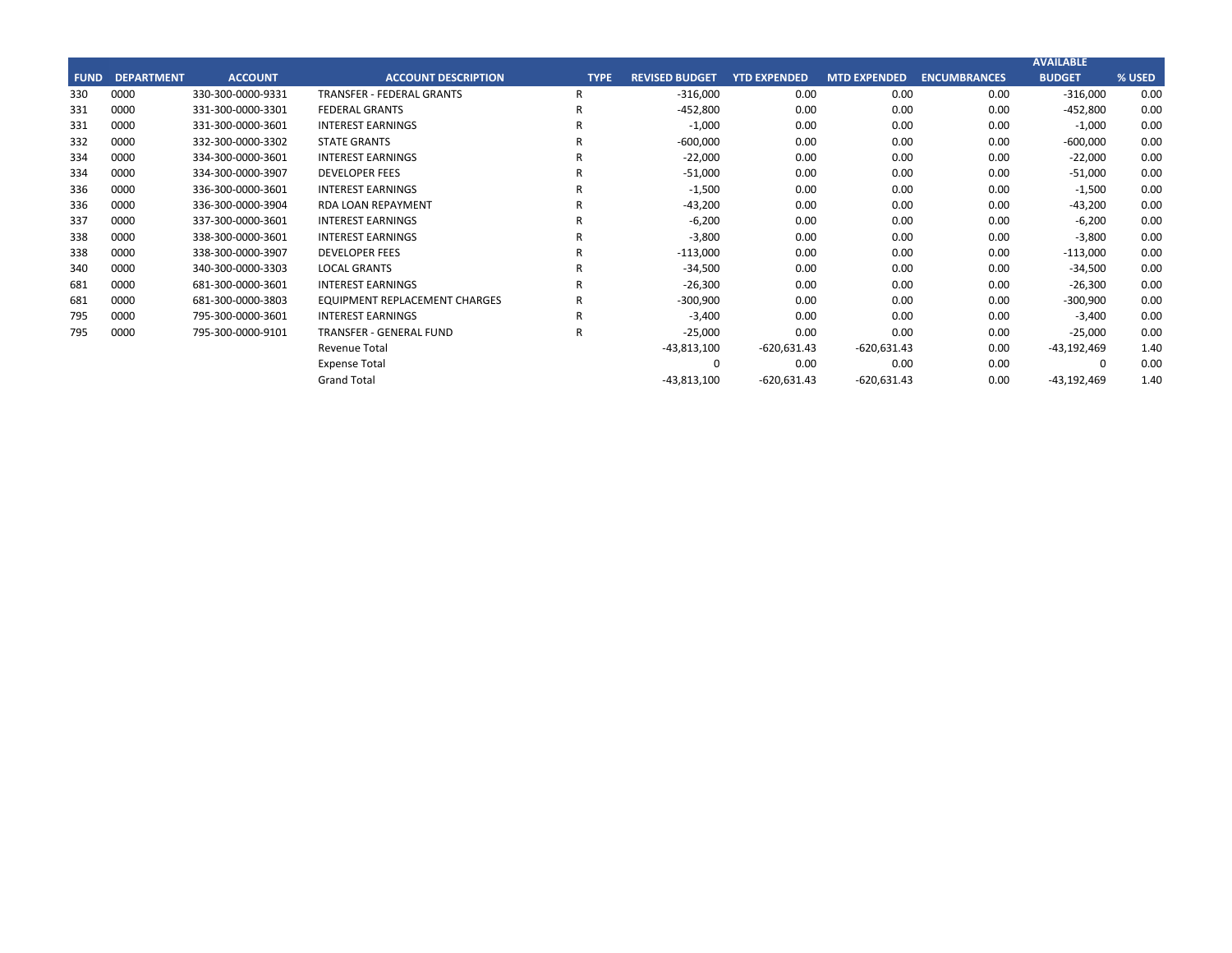| FUND | DEPARTMENT | ACCOUNT | ACCOUNT DESCRIPTION | TYPE | REVISED BUDGET | YTD EXPENDED | MTD EXPENDED | ENCUMBRANCES | AVAILABLE BUDGET | % USED |
|---|---|---|---|---|---|---|---|---|---|---|
| 330 | 0000 | 330-300-0000-9331 | TRANSFER - FEDERAL GRANTS | R | -316,000 | 0.00 | 0.00 | 0.00 | -316,000 | 0.00 |
| 331 | 0000 | 331-300-0000-3301 | FEDERAL GRANTS | R | -452,800 | 0.00 | 0.00 | 0.00 | -452,800 | 0.00 |
| 331 | 0000 | 331-300-0000-3601 | INTEREST EARNINGS | R | -1,000 | 0.00 | 0.00 | 0.00 | -1,000 | 0.00 |
| 332 | 0000 | 332-300-0000-3302 | STATE GRANTS | R | -600,000 | 0.00 | 0.00 | 0.00 | -600,000 | 0.00 |
| 334 | 0000 | 334-300-0000-3601 | INTEREST EARNINGS | R | -22,000 | 0.00 | 0.00 | 0.00 | -22,000 | 0.00 |
| 334 | 0000 | 334-300-0000-3907 | DEVELOPER FEES | R | -51,000 | 0.00 | 0.00 | 0.00 | -51,000 | 0.00 |
| 336 | 0000 | 336-300-0000-3601 | INTEREST EARNINGS | R | -1,500 | 0.00 | 0.00 | 0.00 | -1,500 | 0.00 |
| 336 | 0000 | 336-300-0000-3904 | RDA LOAN REPAYMENT | R | -43,200 | 0.00 | 0.00 | 0.00 | -43,200 | 0.00 |
| 337 | 0000 | 337-300-0000-3601 | INTEREST EARNINGS | R | -6,200 | 0.00 | 0.00 | 0.00 | -6,200 | 0.00 |
| 338 | 0000 | 338-300-0000-3601 | INTEREST EARNINGS | R | -3,800 | 0.00 | 0.00 | 0.00 | -3,800 | 0.00 |
| 338 | 0000 | 338-300-0000-3907 | DEVELOPER FEES | R | -113,000 | 0.00 | 0.00 | 0.00 | -113,000 | 0.00 |
| 340 | 0000 | 340-300-0000-3303 | LOCAL GRANTS | R | -34,500 | 0.00 | 0.00 | 0.00 | -34,500 | 0.00 |
| 681 | 0000 | 681-300-0000-3601 | INTEREST EARNINGS | R | -26,300 | 0.00 | 0.00 | 0.00 | -26,300 | 0.00 |
| 681 | 0000 | 681-300-0000-3803 | EQUIPMENT REPLACEMENT CHARGES | R | -300,900 | 0.00 | 0.00 | 0.00 | -300,900 | 0.00 |
| 795 | 0000 | 795-300-0000-3601 | INTEREST EARNINGS | R | -3,400 | 0.00 | 0.00 | 0.00 | -3,400 | 0.00 |
| 795 | 0000 | 795-300-0000-9101 | TRANSFER - GENERAL FUND | R | -25,000 | 0.00 | 0.00 | 0.00 | -25,000 | 0.00 |
| | | | Revenue Total | | -43,813,100 | -620,631.43 | -620,631.43 | 0.00 | -43,192,469 | 1.40 |
| | | | Expense Total | | 0 | 0.00 | 0.00 | 0.00 | 0 | 0.00 |
| | | | Grand Total | | -43,813,100 | -620,631.43 | -620,631.43 | 0.00 | -43,192,469 | 1.40 |